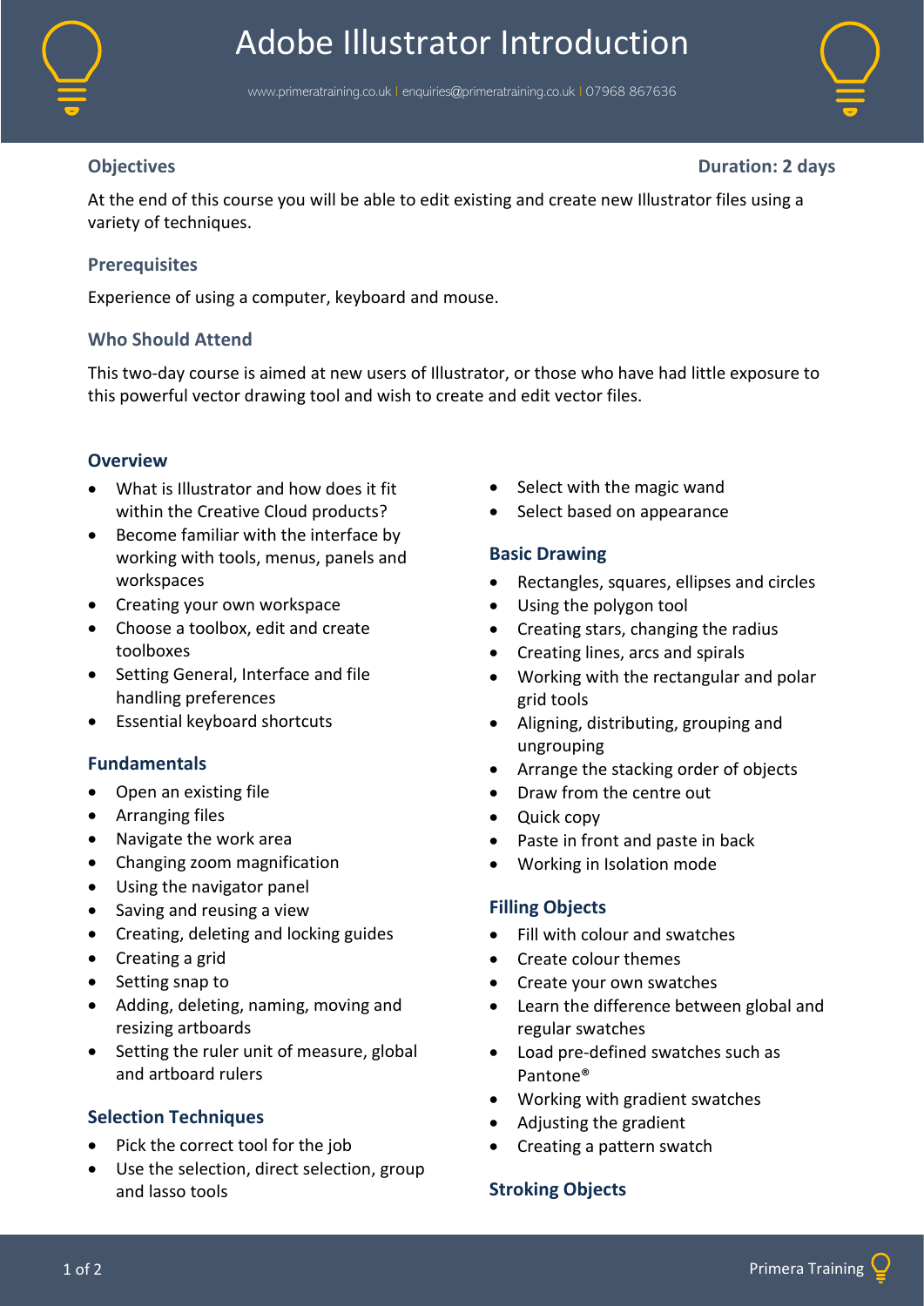# Adobe Illustrator Introduction

www.primeratraining.co.uk | enquiries@primeratraining.co.uk | 07968 867636

## Objectives

**Duration: 2 days**

At the end of this course you will be able to edit existing and create new Illustrator files using a variety of techniques.

## Prerequisites

Experience of using a computer, keyboard and mouse.

## Who Should Attend

This two-day course is aimed at new users of Illustrator, or those who have had little exposure to this powerful vector drawing tool and wish to create and edit vector files.

### Overview

- What is Illustrator and how does it fit within the Creative Cloud products?
- Become familiar with the interface by working with tools, menus, panels and workspaces
- Creating your own workspace
- Choose a toolbox, edit and create toolboxes
- Setting General, Interface and file handling preferences
- Essential keyboard shortcuts

### Fundamentals

- Open an existing file
- Arranging files
- Navigate the work area
- Changing zoom magnification
- Using the navigator panel
- Saving and reusing a view
- Creating, deleting and locking guides
- Creating a grid
- Setting snap to
- Adding, deleting, naming, moving and resizing artboards
- Setting the ruler unit of measure, global and artboard rulers

### Selection Techniques

- Pick the correct tool for the job
- Use the selection, direct selection, group and lasso tools
- Select with the magic wand
- Select based on appearance

### Basic Drawing

- Rectangles, squares, ellipses and circles
- Using the polygon tool
- Creating stars, changing the radius
- Creating lines, arcs and spirals
- Working with the rectangular and polar grid tools
- Aligning, distributing, grouping and ungrouping
- Arrange the stacking order of objects
- Draw from the centre out
- Quick copy
- Paste in front and paste in back
- Working in Isolation mode

### Filling Objects

- Fill with colour and swatches
- Create colour themes
- Create your own swatches
- Learn the difference between global and regular swatches
- Load pre-defined swatches such as Pantone®
- Working with gradient swatches
- Adjusting the gradient
- Creating a pattern swatch

### Stroking Objects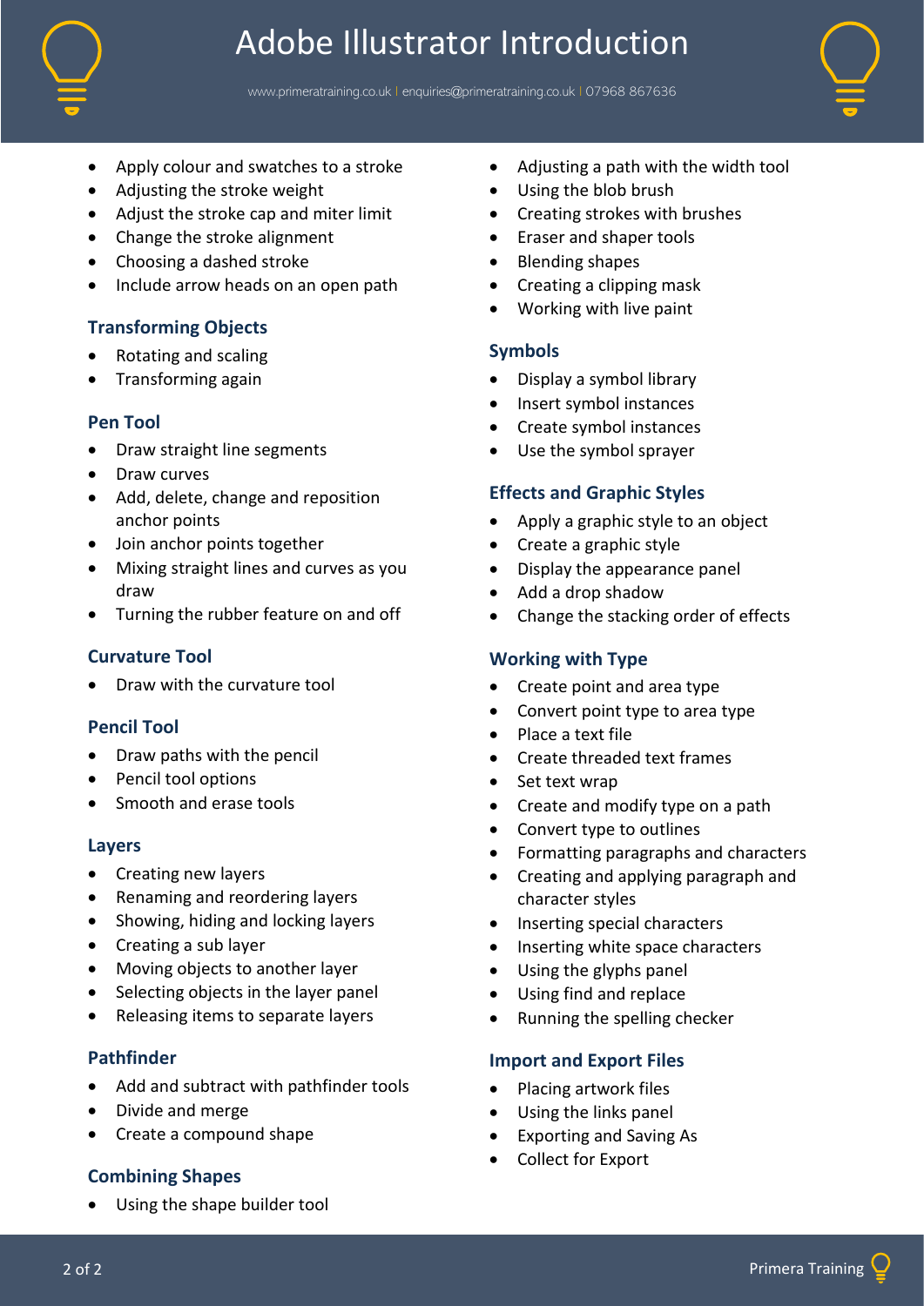- Apply colour and swatches to a stroke
- Adjusting the stroke weight
- Adjust the stroke cap and miter limit
- Change the stroke alignment
- Choosing a dashed stroke
- Include arrow heads on an open path

## Transforming Objects

- Rotating and scaling
- Transforming again

## Pen Tool

- Draw straight line segments
- Draw curves
- Add, delete, change and reposition anchor points
- Join anchor points together
- Mixing straight lines and curves as you draw
- Turning the rubber feature on and off

## Curvature Tool

- Draw with the curvature tool

## Pencil Tool

- Draw paths with the pencil
- Pencil tool options
- Smooth and erase tools

## Layers

- Creating new layers
- Renaming and reordering layers
- Showing, hiding and locking layers
- Creating a sub layer
- Moving objects to another layer
- Selecting objects in the layer panel
- Releasing items to separate layers

## Pathfinder

- Add and subtract with pathfinder tools
- Divide and merge
- Create a compound shape

## Combining Shapes

- Using the shape builder tool
- Adjusting a path with the width tool
- Using the blob brush
- Creating strokes with brushes
- Eraser and shaper tools
- Blending shapes
- Creating a clipping mask
- Working with live paint

## Symbols

- Display a symbol library
- Insert symbol instances
- Create symbol instances
- Use the symbol sprayer

## Effects and Graphic Styles

- Apply a graphic style to an object
- Create a graphic style
- Display the appearance panel
- Add a drop shadow
- Change the stacking order of effects

## Working with Type

- Create point and area type
- Convert point type to area type
- Place a text file
- Create threaded text frames
- Set text wrap
- Create and modify type on a path
- Convert type to outlines
- Formatting paragraphs and characters
- Creating and applying paragraph and character styles
- Inserting special characters
- Inserting white space characters
- Using the glyphs panel
- Using find and replace
- Running the spelling checker

## Import and Export Files

- Placing artwork files
- Using the links panel
- Exporting and Saving As
- Collect for Export